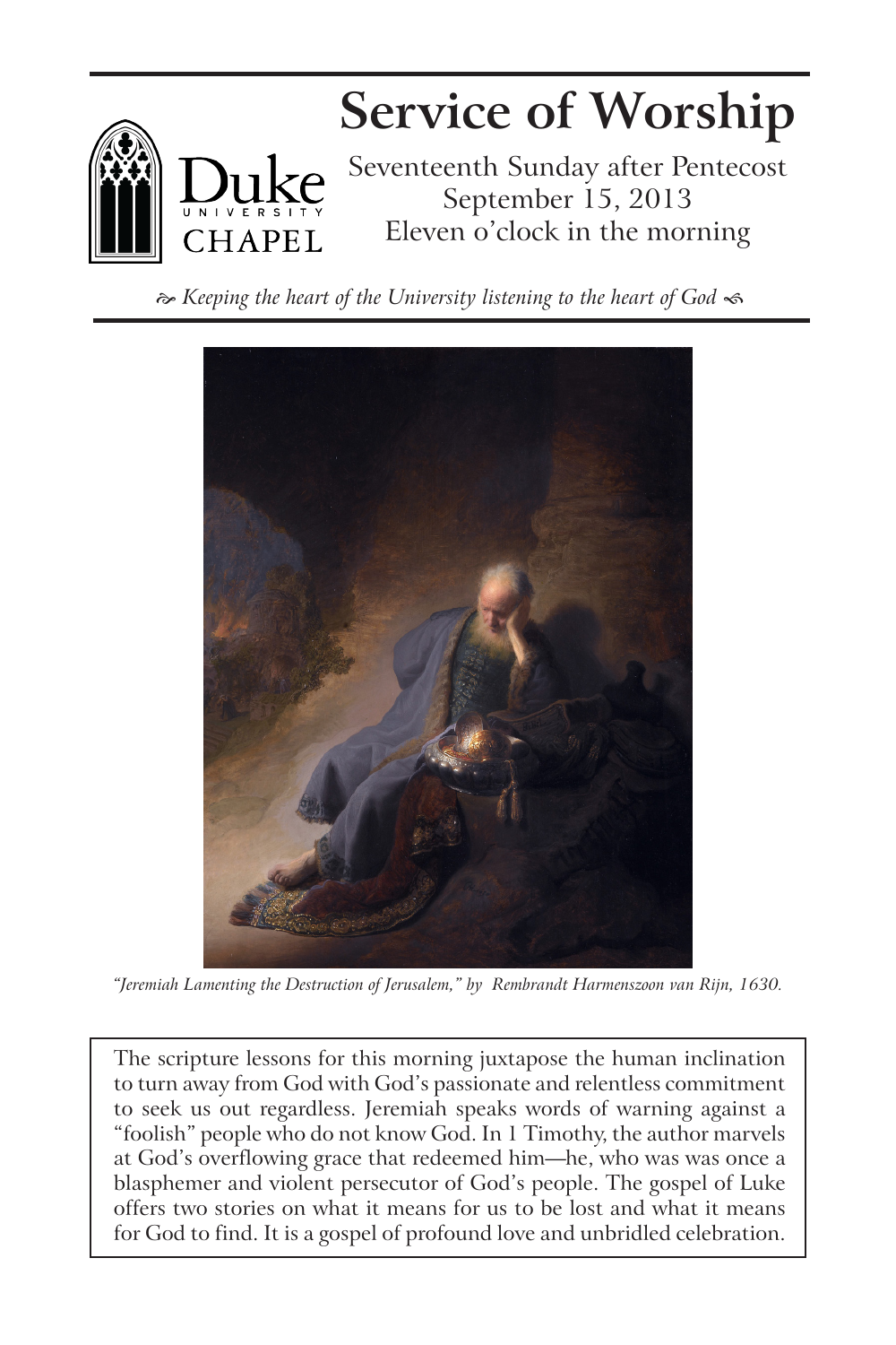# Service of Worship

Duke University Chapel

Seventeenth Sunday after Pentecost
September 15, 2013
Eleven o'clock in the morning

*Keeping the heart of the University listening to the heart of God*

*"Jeremiah Lamenting the Destruction of Jerusalem," by Rembrandt Harmenszoon van Rijn, 1630.*

The scripture lessons for this morning juxtapose the human inclination to turn away from God with God's passionate and relentless commitment to seek us out regardless. Jeremiah speaks words of warning against a "foolish" people who do not know God. In 1 Timothy, the author marvels at God's overflowing grace that redeemed him—he, who was was once a blasphemer and violent persecutor of God's people. The gospel of Luke offers two stories on what it means for us to be lost and what it means for God to find. It is a gospel of profound love and unbridled celebration.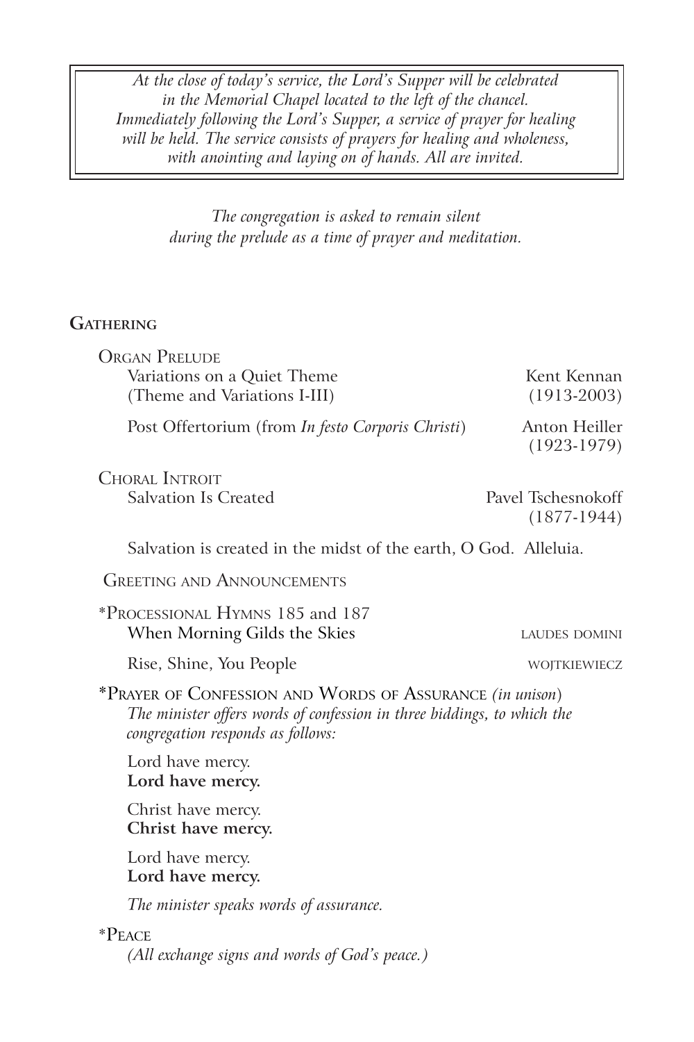*At the close of today's service, the Lord's Supper will be celebrated in the Memorial Chapel located to the left of the chancel. Immediately following the Lord's Supper, a service of prayer for healing will be held. The service consists of prayers for healing and wholeness, with anointing and laying on of hands. All are invited.*

*The congregation is asked to remain silent during the prelude as a time of prayer and meditation.*

## Gathering

Organ Prelude

Variations on a Quiet Theme (Theme and Variations I-III) — Kent Kennan (1913-2003)

Post Offertorium (from *In festo Corporis Christi*) — Anton Heiller (1923-1979)

Choral Introit

Salvation Is Created — Pavel Tschesnokoff (1877-1944)

Salvation is created in the midst of the earth, O God. Alleluia.

Greeting and Announcements

*Processional Hymns 185 and 187

When Morning Gilds the Skies — laudes domini

Rise, Shine, You People — wojtkiewiecz

*Prayer of Confession and Words of Assurance *(in unison)*

*The minister offers words of confession in three biddings, to which the congregation responds as follows:*

Lord have mercy.
**Lord have mercy.**

Christ have mercy.
**Christ have mercy.**

Lord have mercy.
**Lord have mercy.**

*The minister speaks words of assurance.*

*Peace

*(All exchange signs and words of God's peace.)*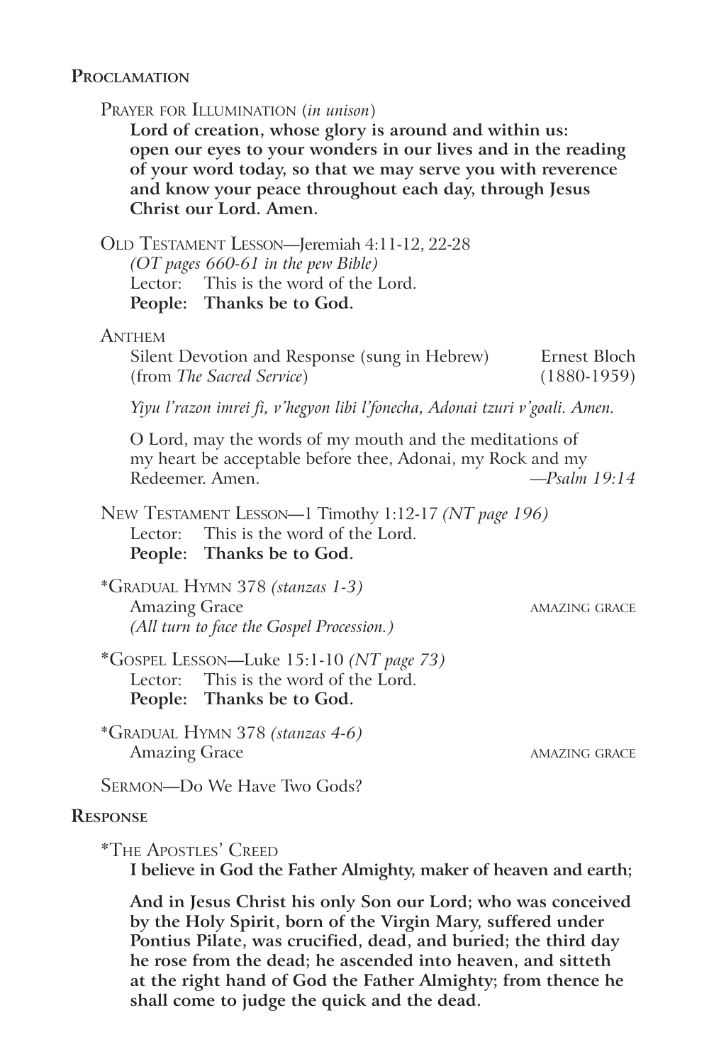## Proclamation

Prayer for Illumination (*in unison*)

**Lord of creation, whose glory is around and within us: open our eyes to your wonders in our lives and in the reading of your word today, so that we may serve you with reverence and know your peace throughout each day, through Jesus Christ our Lord. Amen.**

Old Testament Lesson—Jeremiah 4:11-12, 22-28
*(OT pages 660-61 in the pew Bible)*
Lector: This is the word of the Lord.
**People: Thanks be to God.**

Anthem
Silent Devotion and Response (sung in Hebrew) — Ernest Bloch
(from *The Sacred Service*) — (1880-1959)

*Yiyu l'razon imrei fi, v'hegyon libi l'fonecha, Adonai tzuri v'goali. Amen.*

O Lord, may the words of my mouth and the meditations of my heart be acceptable before thee, Adonai, my Rock and my Redeemer. Amen. —*Psalm 19:14*

New Testament Lesson—1 Timothy 1:12-17 *(NT page 196)*
Lector: This is the word of the Lord.
**People: Thanks be to God.**

*Gradual Hymn 378 *(stanzas 1-3)*
Amazing Grace — AMAZING GRACE
*(All turn to face the Gospel Procession.)*

*Gospel Lesson—Luke 15:1-10 *(NT page 73)*
Lector: This is the word of the Lord.
**People: Thanks be to God.**

*Gradual Hymn 378 *(stanzas 4-6)*
Amazing Grace — AMAZING GRACE

Sermon—Do We Have Two Gods?

## Response

*The Apostles' Creed

**I believe in God the Father Almighty, maker of heaven and earth;**

**And in Jesus Christ his only Son our Lord; who was conceived by the Holy Spirit, born of the Virgin Mary, suffered under Pontius Pilate, was crucified, dead, and buried; the third day he rose from the dead; he ascended into heaven, and sitteth at the right hand of God the Father Almighty; from thence he shall come to judge the quick and the dead.**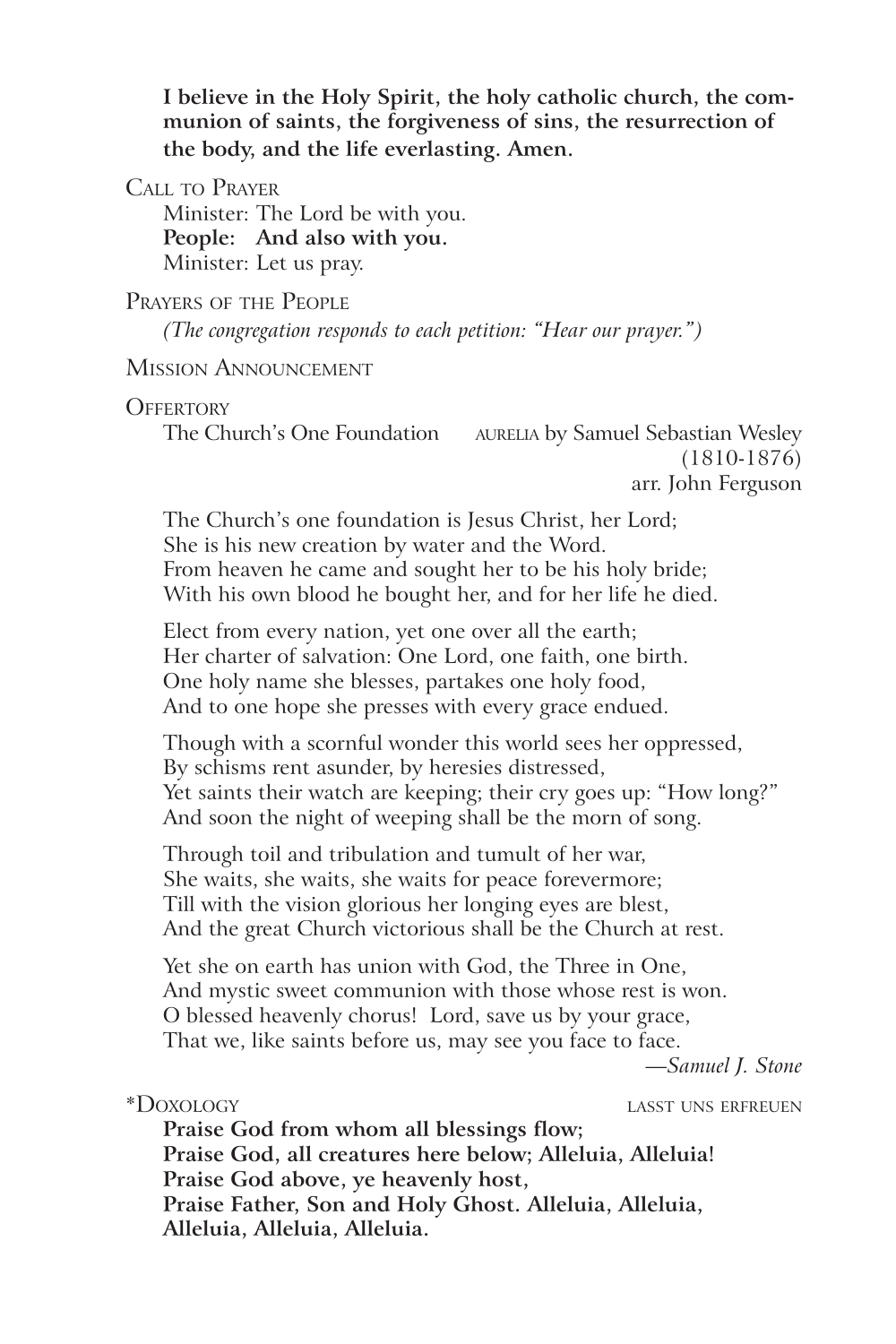**I believe in the Holy Spirit, the holy catholic church, the communion of saints, the forgiveness of sins, the resurrection of the body, and the life everlasting. Amen.**

Call to Prayer

Minister: The Lord be with you.
**People: And also with you.**
Minister: Let us pray.

Prayers of the People

*(The congregation responds to each petition: "Hear our prayer.")*

Mission Announcement

Offertory

The Church's One Foundation — aurelia by Samuel Sebastian Wesley (1810-1876) arr. John Ferguson

The Church's one foundation is Jesus Christ, her Lord;
She is his new creation by water and the Word.
From heaven he came and sought her to be his holy bride;
With his own blood he bought her, and for her life he died.

Elect from every nation, yet one over all the earth;
Her charter of salvation: One Lord, one faith, one birth.
One holy name she blesses, partakes one holy food,
And to one hope she presses with every grace endued.

Though with a scornful wonder this world sees her oppressed,
By schisms rent asunder, by heresies distressed,
Yet saints their watch are keeping; their cry goes up: "How long?"
And soon the night of weeping shall be the morn of song.

Through toil and tribulation and tumult of her war,
She waits, she waits, she waits for peace forevermore;
Till with the vision glorious her longing eyes are blest,
And the great Church victorious shall be the Church at rest.

Yet she on earth has union with God, the Three in One,
And mystic sweet communion with those whose rest is won.
O blessed heavenly chorus! Lord, save us by your grace,
That we, like saints before us, may see you face to face.

*—Samuel J. Stone*

*Doxology — lasst uns erfreuen

**Praise God from whom all blessings flow;**
**Praise God, all creatures here below; Alleluia, Alleluia!**
**Praise God above, ye heavenly host,**
**Praise Father, Son and Holy Ghost. Alleluia, Alleluia, Alleluia, Alleluia, Alleluia.**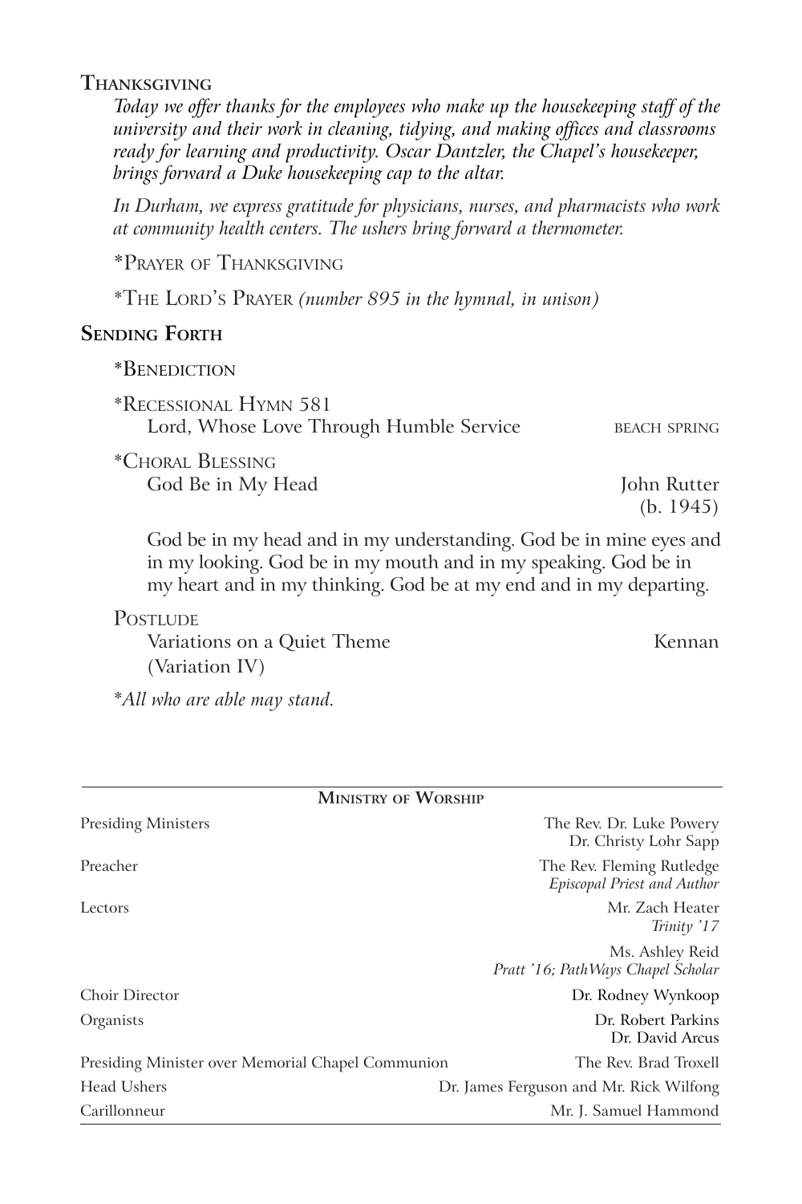## Thanksgiving

*Today we offer thanks for the employees who make up the housekeeping staff of the university and their work in cleaning, tidying, and making offices and classrooms ready for learning and productivity. Oscar Dantzler, the Chapel's housekeeper, brings forward a Duke housekeeping cap to the altar.*

*In Durham, we express gratitude for physicians, nurses, and pharmacists who work at community health centers. The ushers bring forward a thermometer.*

*Prayer of Thanksgiving

*The Lord's Prayer *(number 895 in the hymnal, in unison)*

## Sending Forth

*Benediction

*Recessional Hymn 581
Lord, Whose Love Through Humble Service — beach spring

*Choral Blessing
God Be in My Head — John Rutter (b. 1945)

God be in my head and in my understanding. God be in mine eyes and in my looking. God be in my mouth and in my speaking. God be in my heart and in my thinking. God be at my end and in my departing.

Postlude
Variations on a Quiet Theme (Variation IV) — Kennan

*\*All who are able may stand.*

---

**Ministry of Worship**

| Role | Name |
|---|---|
| Presiding Ministers | The Rev. Dr. Luke Powery<br>Dr. Christy Lohr Sapp |
| Preacher | The Rev. Fleming Rutledge<br>*Episcopal Priest and Author* |
| Lectors | Mr. Zach Heater<br>*Trinity '17*<br>Ms. Ashley Reid<br>*Pratt '16; PathWays Chapel Scholar* |
| Choir Director | Dr. Rodney Wynkoop |
| Organists | Dr. Robert Parkins<br>Dr. David Arcus |
| Presiding Minister over Memorial Chapel Communion | The Rev. Brad Troxell |
| Head Ushers | Dr. James Ferguson and Mr. Rick Wilfong |
| Carillonneur | Mr. J. Samuel Hammond |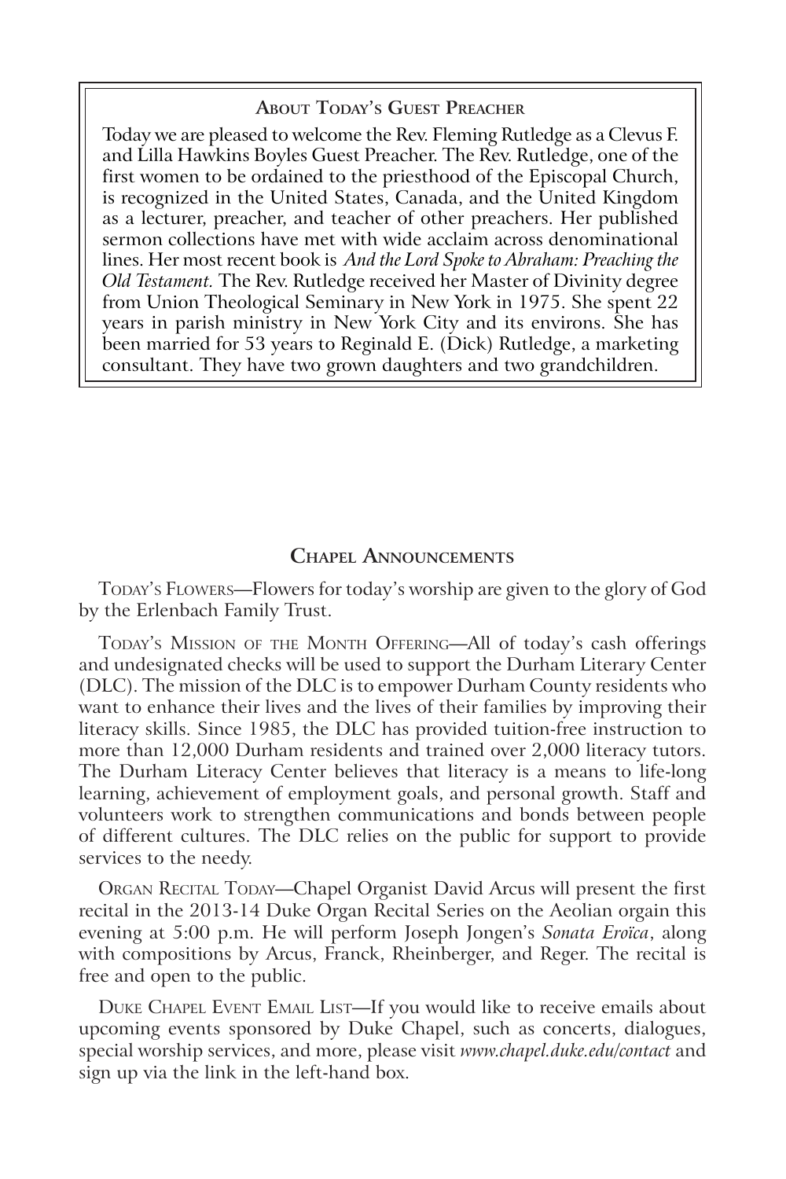## About Today's Guest Preacher

Today we are pleased to welcome the Rev. Fleming Rutledge as a Clevus F. and Lilla Hawkins Boyles Guest Preacher. The Rev. Rutledge, one of the first women to be ordained to the priesthood of the Episcopal Church, is recognized in the United States, Canada, and the United Kingdom as a lecturer, preacher, and teacher of other preachers. Her published sermon collections have met with wide acclaim across denominational lines. Her most recent book is *And the Lord Spoke to Abraham: Preaching the Old Testament.* The Rev. Rutledge received her Master of Divinity degree from Union Theological Seminary in New York in 1975. She spent 22 years in parish ministry in New York City and its environs. She has been married for 53 years to Reginald E. (Dick) Rutledge, a marketing consultant. They have two grown daughters and two grandchildren.

## Chapel Announcements

Today's Flowers—Flowers for today's worship are given to the glory of God by the Erlenbach Family Trust.

Today's Mission of the Month Offering—All of today's cash offerings and undesignated checks will be used to support the Durham Literary Center (DLC). The mission of the DLC is to empower Durham County residents who want to enhance their lives and the lives of their families by improving their literacy skills. Since 1985, the DLC has provided tuition-free instruction to more than 12,000 Durham residents and trained over 2,000 literacy tutors. The Durham Literacy Center believes that literacy is a means to life-long learning, achievement of employment goals, and personal growth. Staff and volunteers work to strengthen communications and bonds between people of different cultures. The DLC relies on the public for support to provide services to the needy.

Organ Recital Today—Chapel Organist David Arcus will present the first recital in the 2013-14 Duke Organ Recital Series on the Aeolian orgain this evening at 5:00 p.m. He will perform Joseph Jongen's *Sonata Eroïca*, along with compositions by Arcus, Franck, Rheinberger, and Reger. The recital is free and open to the public.

Duke Chapel Event Email List—If you would like to receive emails about upcoming events sponsored by Duke Chapel, such as concerts, dialogues, special worship services, and more, please visit *www.chapel.duke.edu/contact* and sign up via the link in the left-hand box.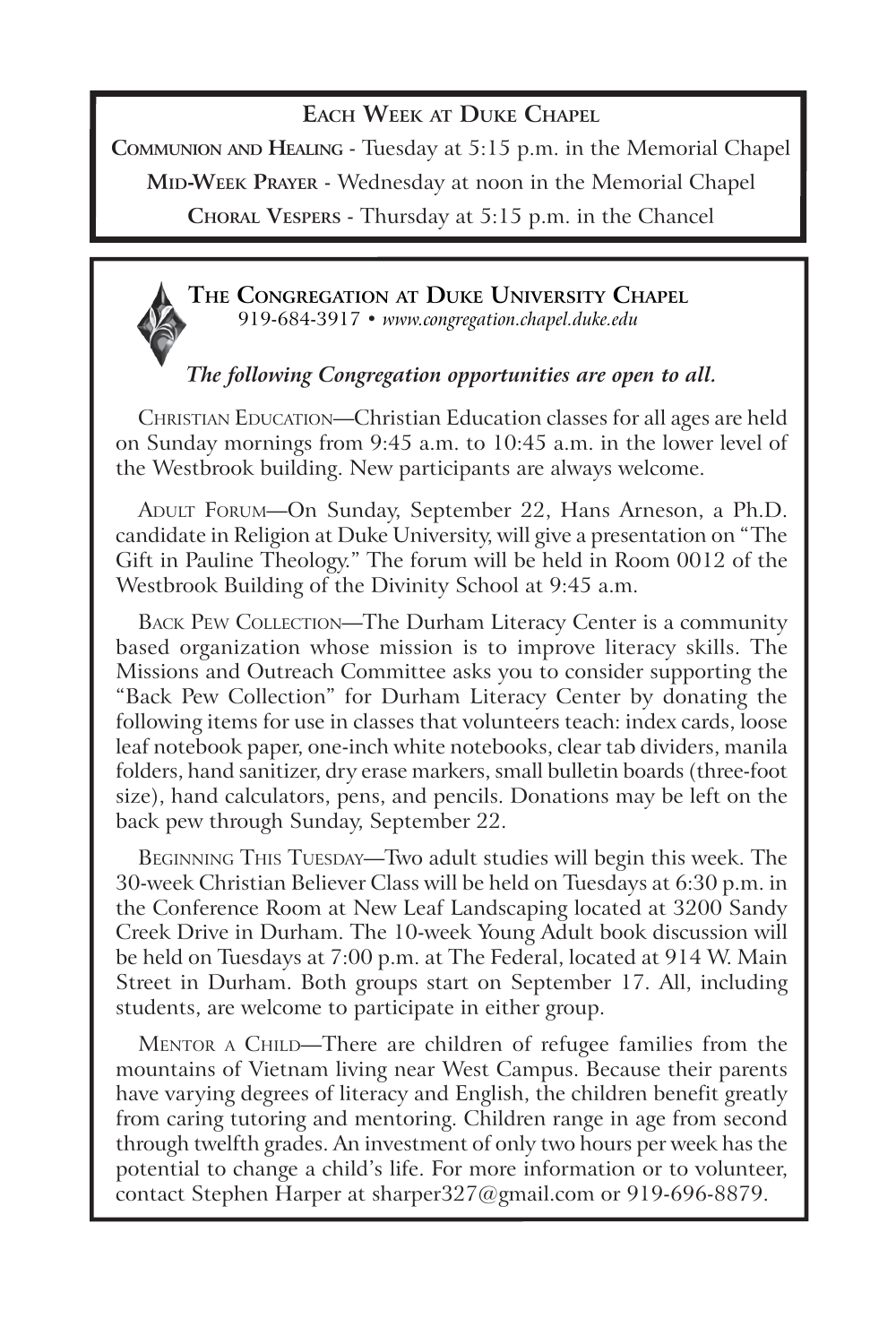## Each Week at Duke Chapel

**Communion and Healing** - Tuesday at 5:15 p.m. in the Memorial Chapel

**Mid-Week Prayer** - Wednesday at noon in the Memorial Chapel

**Choral Vespers** - Thursday at 5:15 p.m. in the Chancel

## The Congregation at Duke University Chapel

919-684-3917 • *www.congregation.chapel.duke.edu*

***The following Congregation opportunities are open to all.***

Christian Education—Christian Education classes for all ages are held on Sunday mornings from 9:45 a.m. to 10:45 a.m. in the lower level of the Westbrook building. New participants are always welcome.

Adult Forum—On Sunday, September 22, Hans Arneson, a Ph.D. candidate in Religion at Duke University, will give a presentation on "The Gift in Pauline Theology." The forum will be held in Room 0012 of the Westbrook Building of the Divinity School at 9:45 a.m.

Back Pew Collection—The Durham Literacy Center is a community based organization whose mission is to improve literacy skills. The Missions and Outreach Committee asks you to consider supporting the "Back Pew Collection" for Durham Literacy Center by donating the following items for use in classes that volunteers teach: index cards, loose leaf notebook paper, one-inch white notebooks, clear tab dividers, manila folders, hand sanitizer, dry erase markers, small bulletin boards (three-foot size), hand calculators, pens, and pencils. Donations may be left on the back pew through Sunday, September 22.

Beginning This Tuesday—Two adult studies will begin this week. The 30-week Christian Believer Class will be held on Tuesdays at 6:30 p.m. in the Conference Room at New Leaf Landscaping located at 3200 Sandy Creek Drive in Durham. The 10-week Young Adult book discussion will be held on Tuesdays at 7:00 p.m. at The Federal, located at 914 W. Main Street in Durham. Both groups start on September 17. All, including students, are welcome to participate in either group.

Mentor a Child—There are children of refugee families from the mountains of Vietnam living near West Campus. Because their parents have varying degrees of literacy and English, the children benefit greatly from caring tutoring and mentoring. Children range in age from second through twelfth grades. An investment of only two hours per week has the potential to change a child's life. For more information or to volunteer, contact Stephen Harper at sharper327@gmail.com or 919-696-8879.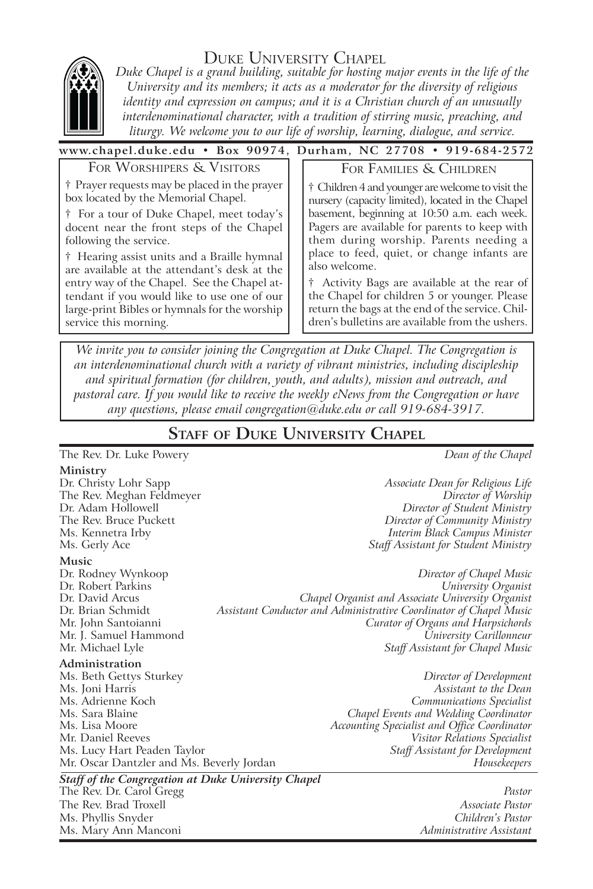# Duke University Chapel

*Duke Chapel is a grand building, suitable for hosting major events in the life of the University and its members; it acts as a moderator for the diversity of religious identity and expression on campus; and it is a Christian church of an unusually interdenominational character, with a tradition of stirring music, preaching, and liturgy. We welcome you to our life of worship, learning, dialogue, and service.*

**www.chapel.duke.edu • Box 90974, Durham, NC 27708 • 919-684-2572**

## For Worshipers & Visitors

† Prayer requests may be placed in the prayer box located by the Memorial Chapel.

† For a tour of Duke Chapel, meet today's docent near the front steps of the Chapel following the service.

† Hearing assist units and a Braille hymnal are available at the attendant's desk at the entry way of the Chapel. See the Chapel attendant if you would like to use one of our large-print Bibles or hymnals for the worship service this morning.

## For Families & Children

† Children 4 and younger are welcome to visit the nursery (capacity limited), located in the Chapel basement, beginning at 10:50 a.m. each week. Pagers are available for parents to keep with them during worship. Parents needing a place to feed, quiet, or change infants are also welcome.

† Activity Bags are available at the rear of the Chapel for children 5 or younger. Please return the bags at the end of the service. Children's bulletins are available from the ushers.

*We invite you to consider joining the Congregation at Duke Chapel. The Congregation is an interdenominational church with a variety of vibrant ministries, including discipleship and spiritual formation (for children, youth, and adults), mission and outreach, and pastoral care. If you would like to receive the weekly eNews from the Congregation or have any questions, please email congregation@duke.edu or call 919-684-3917.*

## Staff of Duke University Chapel

The Rev. Dr. Luke Powery — *Dean of the Chapel*

**Ministry**

Dr. Christy Lohr Sapp — *Associate Dean for Religious Life*
The Rev. Meghan Feldmeyer — *Director of Worship*
Dr. Adam Hollowell — *Director of Student Ministry*
The Rev. Bruce Puckett — *Director of Community Ministry*
Ms. Kennetra Irby — *Interim Black Campus Minister*
Ms. Gerly Ace — *Staff Assistant for Student Ministry*

**Music**

Dr. Rodney Wynkoop — *Director of Chapel Music*
Dr. Robert Parkins — *University Organist*
Dr. David Arcus — *Chapel Organist and Associate University Organist*
Dr. Brian Schmidt — *Assistant Conductor and Administrative Coordinator of Chapel Music*
Mr. John Santoianni — *Curator of Organs and Harpsichords*
Mr. J. Samuel Hammond — *University Carillonneur*
Mr. Michael Lyle — *Staff Assistant for Chapel Music*

**Administration**

Ms. Beth Gettys Sturkey — *Director of Development*
Ms. Joni Harris — *Assistant to the Dean*
Ms. Adrienne Koch — *Communications Specialist*
Ms. Sara Blaine — *Chapel Events and Wedding Coordinator*
Ms. Lisa Moore — *Accounting Specialist and Office Coordinator*
Mr. Daniel Reeves — *Visitor Relations Specialist*
Ms. Lucy Hart Peaden Taylor — *Staff Assistant for Development*
Mr. Oscar Dantzler and Ms. Beverly Jordan — *Housekeepers*

***Staff of the Congregation at Duke University Chapel***

The Rev. Dr. Carol Gregg — *Pastor*
The Rev. Brad Troxell — *Associate Pastor*
Ms. Phyllis Snyder — *Children's Pastor*
Ms. Mary Ann Manconi — *Administrative Assistant*